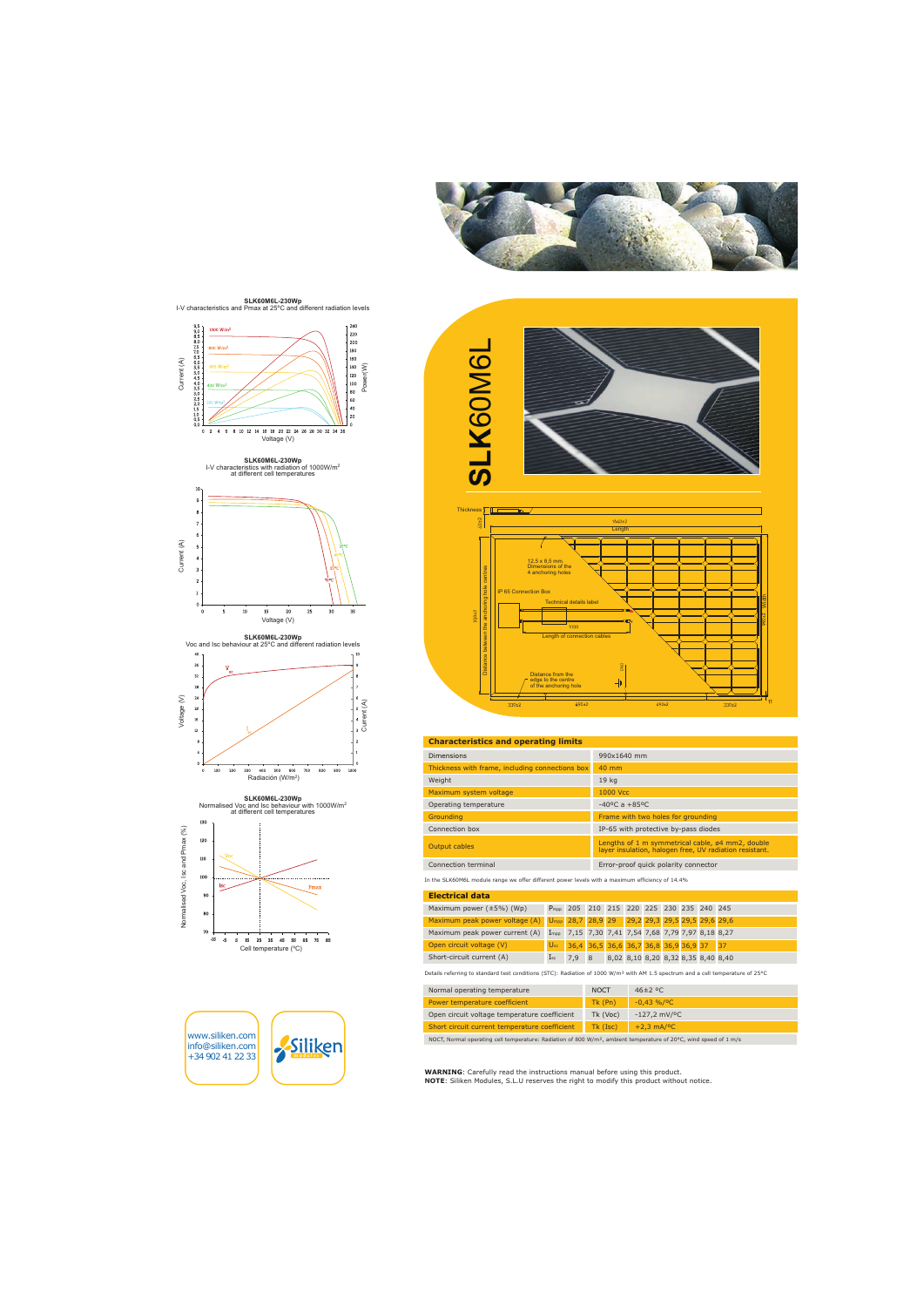# SLK60M6L

**SLK60M6L-230Wp**
I-V characteristics and Pmax at 25°C and different radiation levels

**SLK60M6L-230Wp**
I-V characteristics with radiation of 1000W/m²
at different cell temperatures

**SLK60M6L-230Wp**
Voc and Isc behaviour at 25°C and different radiation levels

**SLK60M6L-230Wp**
Normalised Voc and Isc behaviour with 1000W/m²
at different cell temperatures

## Characteristics and operating limits

| | |
|---|---|
| Dimensions | 990x1640 mm |
| Thickness with frame, including connections box | 40 mm |
| Weight | 19 kg |
| Maximum system voltage | 1000 Vcc |
| Operating temperature | -40ºC a +85ºC |
| Grounding | Frame with two holes for grounding |
| Connection box | IP-65 with protective by-pass diodes |
| Output cables | Lengths of 1 m symmetrical cable, ø4 mm2, double layer insulation, halogen free, UV radiation resistant. |
| Connection terminal | Error-proof quick polarity connector |

In the SLK60M6L module range we offer different power levels with a maximum efficiency of 14.4%

## Electrical data

| | | | | | | | | | | | |
|---|---|---|---|---|---|---|---|---|---|---|---|
| Maximum power (±5%) (Wp) | $P_{mpp}$ | 205 | 210 | 215 | 220 | 225 | 230 | 235 | 240 | 245 |
| Maximum peak power voltage (A) | $U_{mpp}$ | 28,7 | 28,9 | 29 | 29,2 | 29,3 | 29,5 | 29,5 | 29,6 | 29,6 |
| Maximum peak power current (A) | $I_{mpp}$ | 7,15 | 7,30 | 7,41 | 7,54 | 7,68 | 7,79 | 7,97 | 8,18 | 8,27 |
| Open circuit voltage (V) | $U_{oc}$ | 36,4 | 36,5 | 36,6 | 36,7 | 36,8 | 36,9 | 36,9 | 37 | 37 |
| Short-circuit current (A) | $I_{sc}$ | 7,9 | 8 | 8,02 | 8,10 | 8,20 | 8,32 | 8,35 | 8,40 | 8,40 |

Details referring to standard test conditions (STC): Radiation of 1000 W/m² with AM 1.5 spectrum and a cell temperature of 25°C

| | | |
|---|---|---|
| Normal operating temperature | NOCT | 46±2 ºC |
| Power temperature coefficient | Tk (Pn) | -0,43 %/ºC |
| Open circuit voltage temperature coefficient | Tk (Voc) | -127,2 mV/ºC |
| Short circuit current temperature coefficient | Tk (Isc) | +2,3 mA/ºC |

NOCT, Normal operating cell temperature: Radiation of 800 W/m², ambient temperature of 20°C, wind speed of 1 m/s

**WARNING**: Carefully read the instructions manual before using this product.
**NOTE**: Siliken Modules, S.L.U reserves the right to modify this product without notice.

www.siliken.com
info@siliken.com
+34 902 41 22 33

Siliken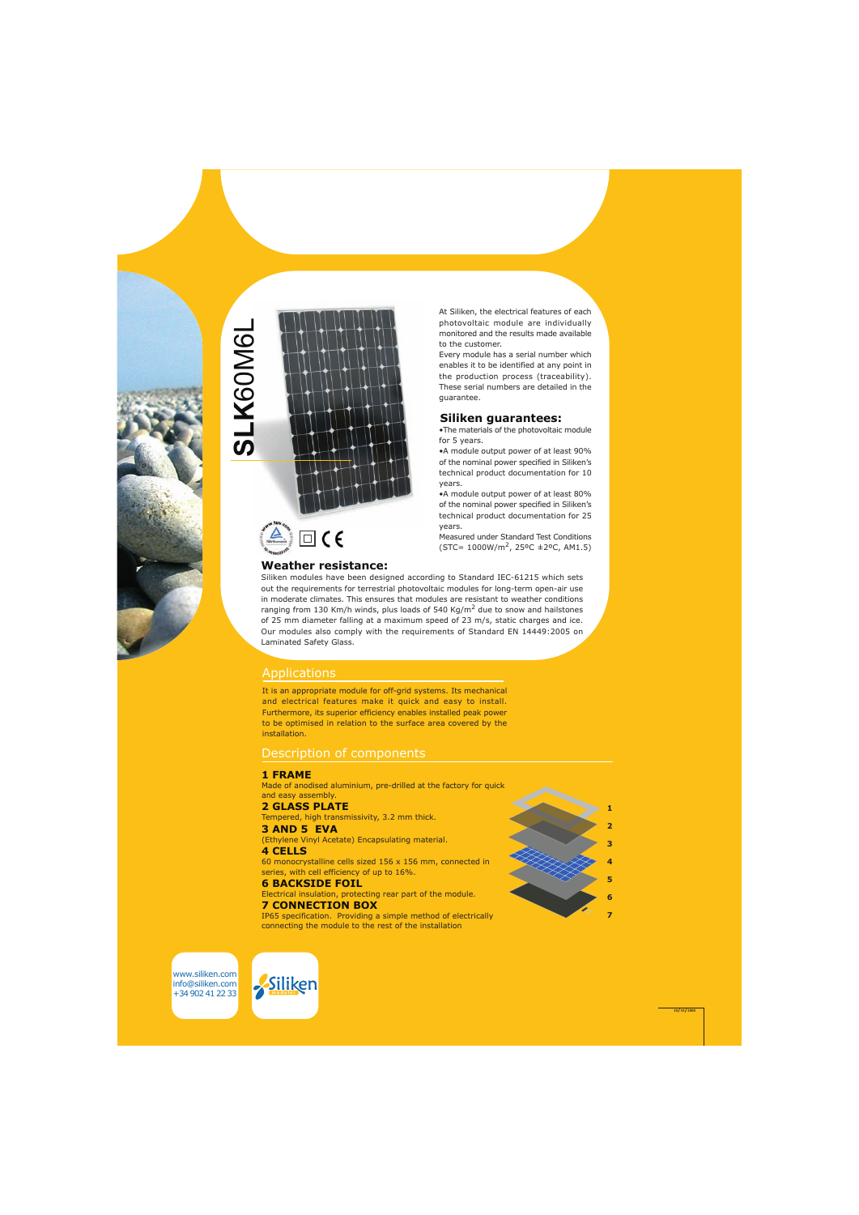# SLK60M6L

At Siliken, the electrical features of each photovoltaic module are individually monitored and the results made available to the customer.

Every module has a serial number which enables it to be identified at any point in the production process (traceability). These serial numbers are detailed in the guarantee.

## Siliken guarantees:

- The materials of the photovoltaic module for 5 years.
- A module output power of at least 90% of the nominal power specified in Siliken's technical product documentation for 10 years.
- A module output power of at least 80% of the nominal power specified in Siliken's technical product documentation for 25 years.

Measured under Standard Test Conditions (STC= 1000W/m$^2$, 25ºC ±2ºC, AM1.5)

## Weather resistance:

Siliken modules have been designed according to Standard IEC-61215 which sets out the requirements for terrestrial photovoltaic modules for long-term open-air use in moderate climates. This ensures that modules are resistant to weather conditions ranging from 130 Km/h winds, plus loads of 540 Kg/m$^2$ due to snow and hailstones of 25 mm diameter falling at a maximum speed of 23 m/s, static charges and ice. Our modules also comply with the requirements of Standard EN 14449:2005 on Laminated Safety Glass.

## Applications

It is an appropriate module for off-grid systems. Its mechanical and electrical features make it quick and easy to install. Furthermore, its superior efficiency enables installed peak power to be optimised in relation to the surface area covered by the installation.

## Description of components

**1 FRAME**
Made of anodised aluminium, pre-drilled at the factory for quick and easy assembly.

**2 GLASS PLATE**
Tempered, high transmissivity, 3.2 mm thick.

**3 AND 5 EVA**
(Ethylene Vinyl Acetate) Encapsulating material.

**4 CELLS**
60 monocrystalline cells sized 156 x 156 mm, connected in series, with cell efficiency of up to 16%.

**6 BACKSIDE FOIL**
Electrical insulation, protecting rear part of the module.

**7 CONNECTION BOX**
IP65 specification. Providing a simple method of electrically connecting the module to the rest of the installation

1
2
3
4
5
6
7

www.siliken.com
info@siliken.com
+34 902 41 22 33

Siliken